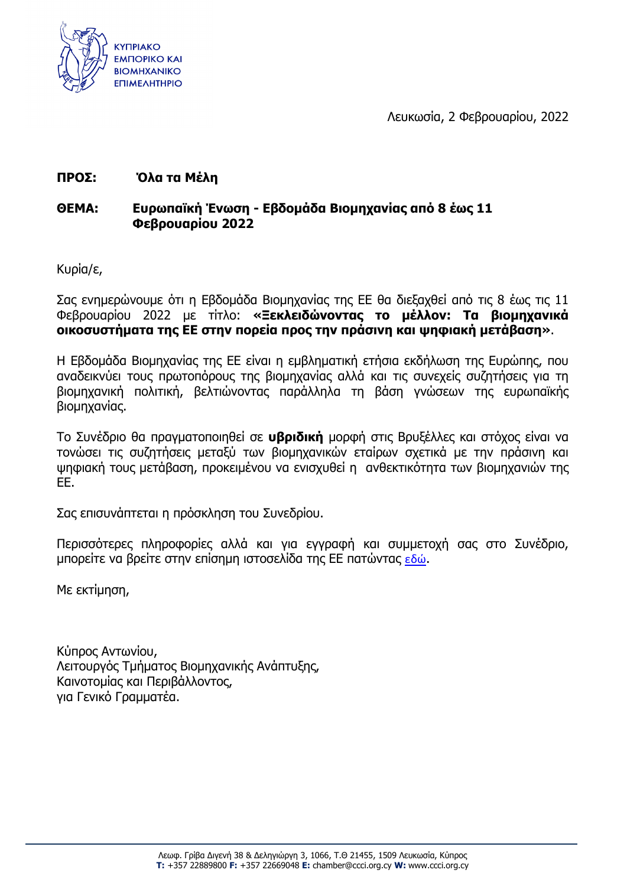ΚΥΠΡΙΑΚΟ
ΕΜΠΟΡΙΚΟ ΚΑΙ
ΒΙΟΜΗΧΑΝΙΚΟ
ΕΠΙΜΕΛΗΤΗΡΙΟ

Λευκωσία, 2 Φεβρουαρίου, 2022

**ΠΡΟΣ:** **Όλα τα Μέλη**

**ΘΕΜΑ:** **Ευρωπαϊκή Ένωση - Εβδομάδα Βιομηχανίας από 8 έως 11 Φεβρουαρίου 2022**

Κυρία/ε,

Σας ενημερώνουμε ότι η Εβδομάδα Βιομηχανίας της ΕΕ θα διεξαχθεί από τις 8 έως τις 11 Φεβρουαρίου 2022 με τίτλο: **«Ξεκλειδώνοντας το μέλλον: Τα βιομηχανικά οικοσυστήματα της ΕΕ στην πορεία προς την πράσινη και ψηφιακή μετάβαση»**.

Η Εβδομάδα Βιομηχανίας της ΕΕ είναι η εμβληματική ετήσια εκδήλωση της Ευρώπης, που αναδεικνύει τους πρωτοπόρους της βιομηχανίας αλλά και τις συνεχείς συζητήσεις για τη βιομηχανική πολιτική, βελτιώνοντας παράλληλα τη βάση γνώσεων της ευρωπαϊκής βιομηχανίας.

Το Συνέδριο θα πραγματοποιηθεί σε **υβριδική** μορφή στις Βρυξέλλες και στόχος είναι να τονώσει τις συζητήσεις μεταξύ των βιομηχανικών εταίρων σχετικά με την πράσινη και ψηφιακή τους μετάβαση, προκειμένου να ενισχυθεί η ανθεκτικότητα των βιομηχανιών της ΕΕ.

Σας επισυνάπτεται η πρόσκληση του Συνεδρίου.

Περισσότερες πληροφορίες αλλά και για εγγραφή και συμμετοχή σας στο Συνέδριο, μπορείτε να βρείτε στην επίσημη ιστοσελίδα της ΕΕ πατώντας εδώ.

Με εκτίμηση,

Κύπρος Αντωνίου,
Λειτουργός Τμήματος Βιομηχανικής Ανάπτυξης,
Καινοτομίας και Περιβάλλοντος,
για Γενικό Γραμματέα.

Λεωφ. Γρίβα Διγενή 38 & Δεληγιώργη 3, 1066, Τ.Θ 21455, 1509 Λευκωσία, Κύπρος
**T:** +357 22889800 **F:** +357 22669048 **E:** chamber@ccci.org.cy **W:** www.ccci.org.cy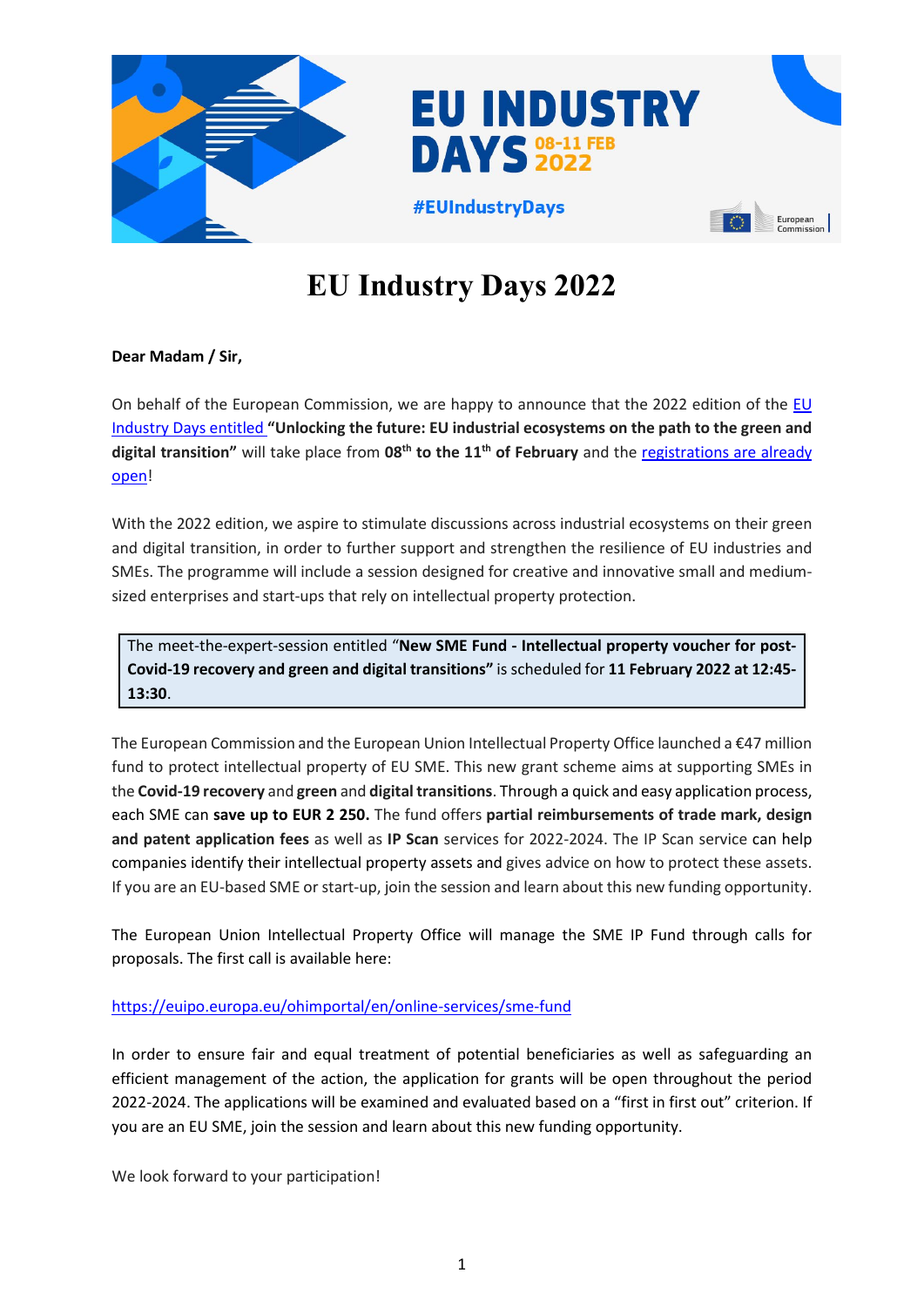# EU Industry Days 2022

**Dear Madam / Sir,**

On behalf of the European Commission, we are happy to announce that the 2022 edition of the EU Industry Days entitled **"Unlocking the future: EU industrial ecosystems on the path to the green and digital transition"** will take place from **08th to the 11th of February** and the registrations are already open!

With the 2022 edition, we aspire to stimulate discussions across industrial ecosystems on their green and digital transition, in order to further support and strengthen the resilience of EU industries and SMEs. The programme will include a session designed for creative and innovative small and medium-sized enterprises and start-ups that rely on intellectual property protection.

> The meet-the-expert-session entitled "**New SME Fund - Intellectual property voucher for post-Covid-19 recovery and green and digital transitions"** is scheduled for **11 February 2022 at 12:45-13:30**.

The European Commission and the European Union Intellectual Property Office launched a €47 million fund to protect intellectual property of EU SME. This new grant scheme aims at supporting SMEs in the **Covid-19 recovery** and **green** and **digital transitions**. Through a quick and easy application process, each SME can **save up to EUR 2 250.** The fund offers **partial reimbursements of trade mark, design and patent application fees** as well as **IP Scan** services for 2022-2024. The IP Scan service can help companies identify their intellectual property assets and gives advice on how to protect these assets. If you are an EU-based SME or start-up, join the session and learn about this new funding opportunity.

The European Union Intellectual Property Office will manage the SME IP Fund through calls for proposals. The first call is available here:

https://euipo.europa.eu/ohimportal/en/online-services/sme-fund

In order to ensure fair and equal treatment of potential beneficiaries as well as safeguarding an efficient management of the action, the application for grants will be open throughout the period 2022-2024. The applications will be examined and evaluated based on a "first in first out" criterion. If you are an EU SME, join the session and learn about this new funding opportunity.

We look forward to your participation!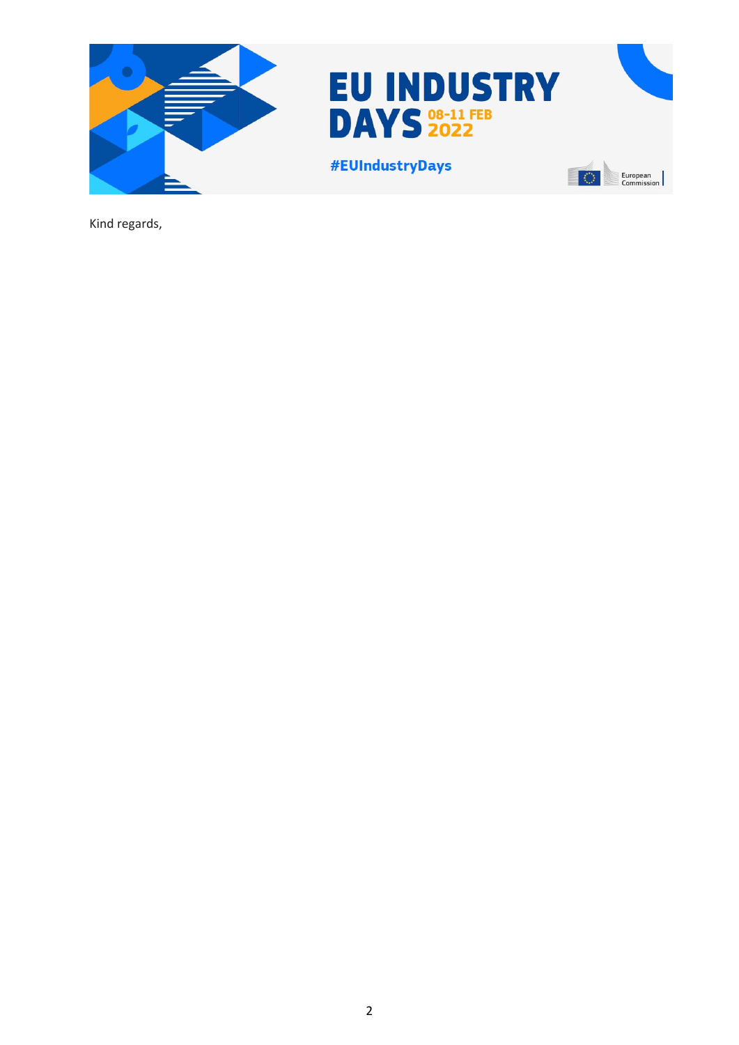EU INDUSTRY DAYS 08-11 FEB 2022

#EUIndustryDays

European Commission

Kind regards,